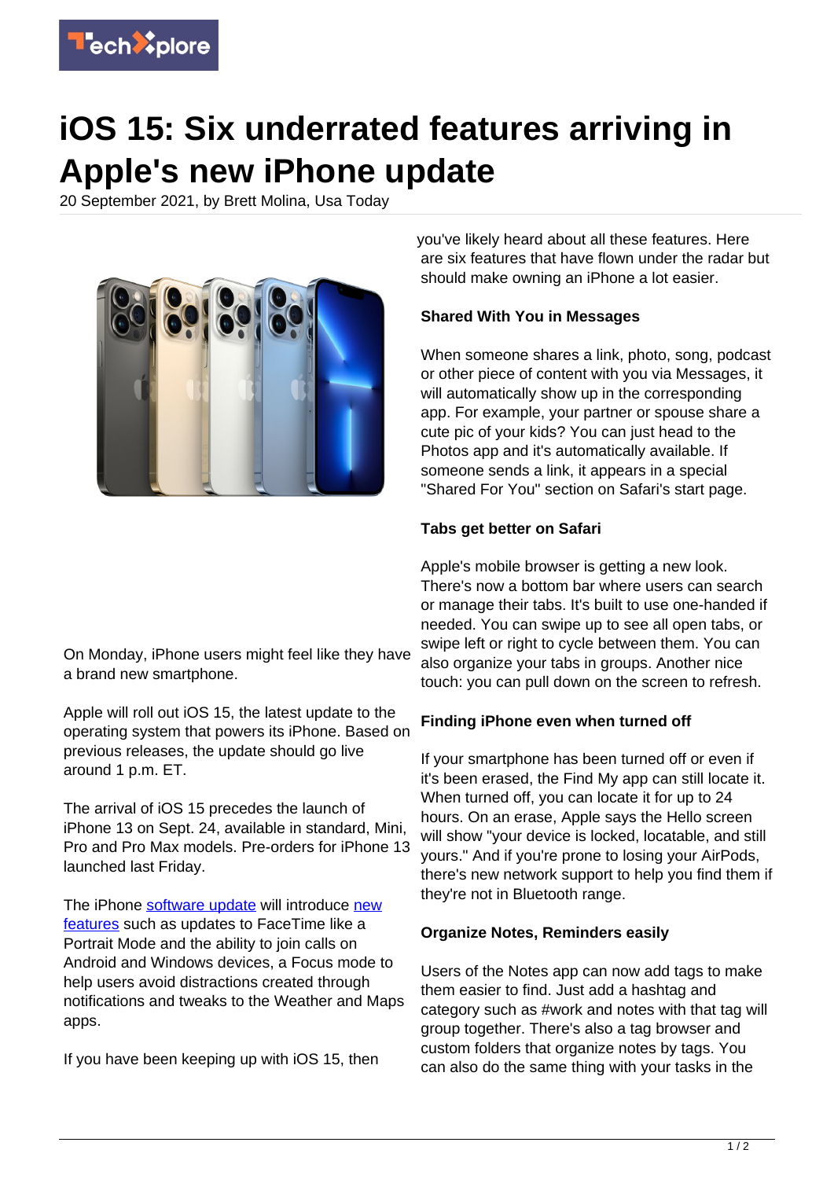# iOS 15: Six underrated features arriving in Apple's new iPhone update

20 September 2021, by Brett Molina, Usa Today

On Monday, iPhone users might feel like they have a brand new smartphone.

Apple will roll out iOS 15, the latest update to the operating system that powers its iPhone. Based on previous releases, the update should go live around 1 p.m. ET.

The arrival of iOS 15 precedes the launch of iPhone 13 on Sept. 24, available in standard, Mini, Pro and Pro Max models. Pre-orders for iPhone 13 launched last Friday.

The iPhone software update will introduce new features such as updates to FaceTime like a Portrait Mode and the ability to join calls on Android and Windows devices, a Focus mode to help users avoid distractions created through notifications and tweaks to the Weather and Maps apps.

If you have been keeping up with iOS 15, then you've likely heard about all these features. Here are six features that have flown under the radar but should make owning an iPhone a lot easier.

**Shared With You in Messages**

When someone shares a link, photo, song, podcast or other piece of content with you via Messages, it will automatically show up in the corresponding app. For example, your partner or spouse share a cute pic of your kids? You can just head to the Photos app and it's automatically available. If someone sends a link, it appears in a special "Shared For You" section on Safari's start page.

**Tabs get better on Safari**

Apple's mobile browser is getting a new look. There's now a bottom bar where users can search or manage their tabs. It's built to use one-handed if needed. You can swipe up to see all open tabs, or swipe left or right to cycle between them. You can also organize your tabs in groups. Another nice touch: you can pull down on the screen to refresh.

**Finding iPhone even when turned off**

If your smartphone has been turned off or even if it's been erased, the Find My app can still locate it. When turned off, you can locate it for up to 24 hours. On an erase, Apple says the Hello screen will show "your device is locked, locatable, and still yours." And if you're prone to losing your AirPods, there's new network support to help you find them if they're not in Bluetooth range.

**Organize Notes, Reminders easily**

Users of the Notes app can now add tags to make them easier to find. Just add a hashtag and category such as #work and notes with that tag will group together. There's also a tag browser and custom folders that organize notes by tags. You can also do the same thing with your tasks in the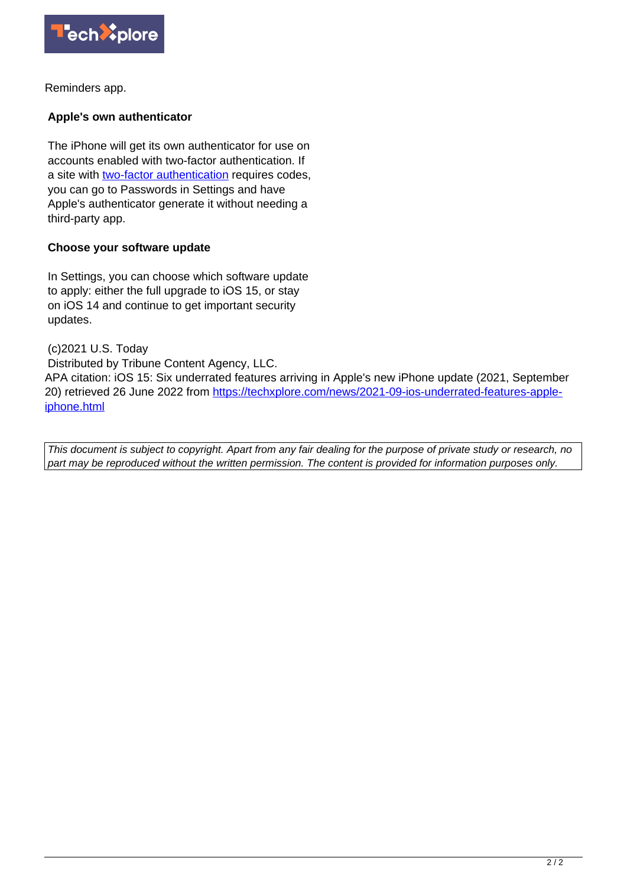Reminders app.

**Apple's own authenticator**

The iPhone will get its own authenticator for use on accounts enabled with two-factor authentication. If a site with [two-factor authentication](https://techxplore.com/tags/two-factor+authentication/) requires codes, you can go to Passwords in Settings and have Apple's authenticator generate it without needing a third-party app.

**Choose your software update**

In Settings, you can choose which software update to apply: either the full upgrade to iOS 15, or stay on iOS 14 and continue to get important security updates.

(c)2021 U.S. Today
Distributed by Tribune Content Agency, LLC.

APA citation: iOS 15: Six underrated features arriving in Apple's new iPhone update (2021, September 20) retrieved 26 June 2022 from [https://techxplore.com/news/2021-09-ios-underrated-features-apple-iphone.html](https://techxplore.com/news/2021-09-ios-underrated-features-apple-iphone.html)

*This document is subject to copyright. Apart from any fair dealing for the purpose of private study or research, no part may be reproduced without the written permission. The content is provided for information purposes only.*